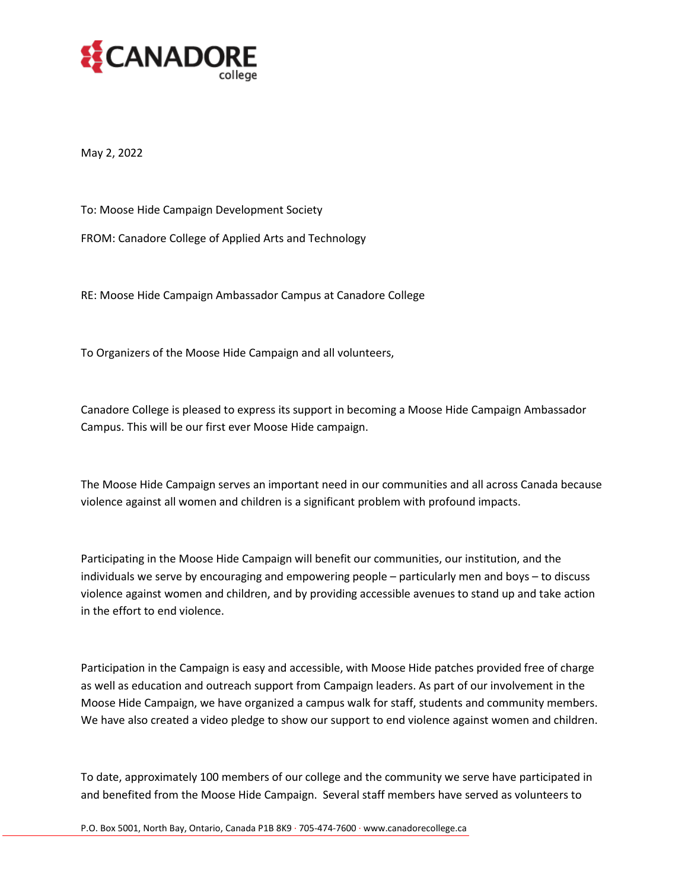May 2, 2022

To: Moose Hide Campaign Development Society

FROM: Canadore College of Applied Arts and Technology

RE: Moose Hide Campaign Ambassador Campus at Canadore College

To Organizers of the Moose Hide Campaign and all volunteers,

Canadore College is pleased to express its support in becoming a Moose Hide Campaign Ambassador Campus. This will be our first ever Moose Hide campaign.

The Moose Hide Campaign serves an important need in our communities and all across Canada because violence against all women and children is a significant problem with profound impacts.

Participating in the Moose Hide Campaign will benefit our communities, our institution, and the individuals we serve by encouraging and empowering people – particularly men and boys – to discuss violence against women and children, and by providing accessible avenues to stand up and take action in the effort to end violence.

Participation in the Campaign is easy and accessible, with Moose Hide patches provided free of charge as well as education and outreach support from Campaign leaders. As part of our involvement in the Moose Hide Campaign, we have organized a campus walk for staff, students and community members. We have also created a video pledge to show our support to end violence against women and children.

To date, approximately 100 members of our college and the community we serve have participated in and benefited from the Moose Hide Campaign. Several staff members have served as volunteers to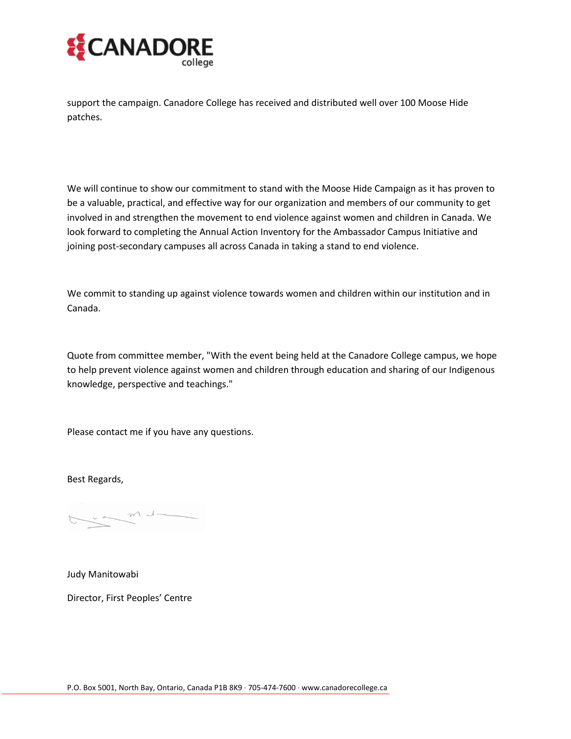support the campaign. Canadore College has received and distributed well over 100 Moose Hide patches.

We will continue to show our commitment to stand with the Moose Hide Campaign as it has proven to be a valuable, practical, and effective way for our organization and members of our community to get involved in and strengthen the movement to end violence against women and children in Canada. We look forward to completing the Annual Action Inventory for the Ambassador Campus Initiative and joining post-secondary campuses all across Canada in taking a stand to end violence.

We commit to standing up against violence towards women and children within our institution and in Canada.

Quote from committee member, "With the event being held at the Canadore College campus, we hope to help prevent violence against women and children through education and sharing of our Indigenous knowledge, perspective and teachings."

Please contact me if you have any questions.

Best Regards,

Judy Manitowabi

Director, First Peoples' Centre